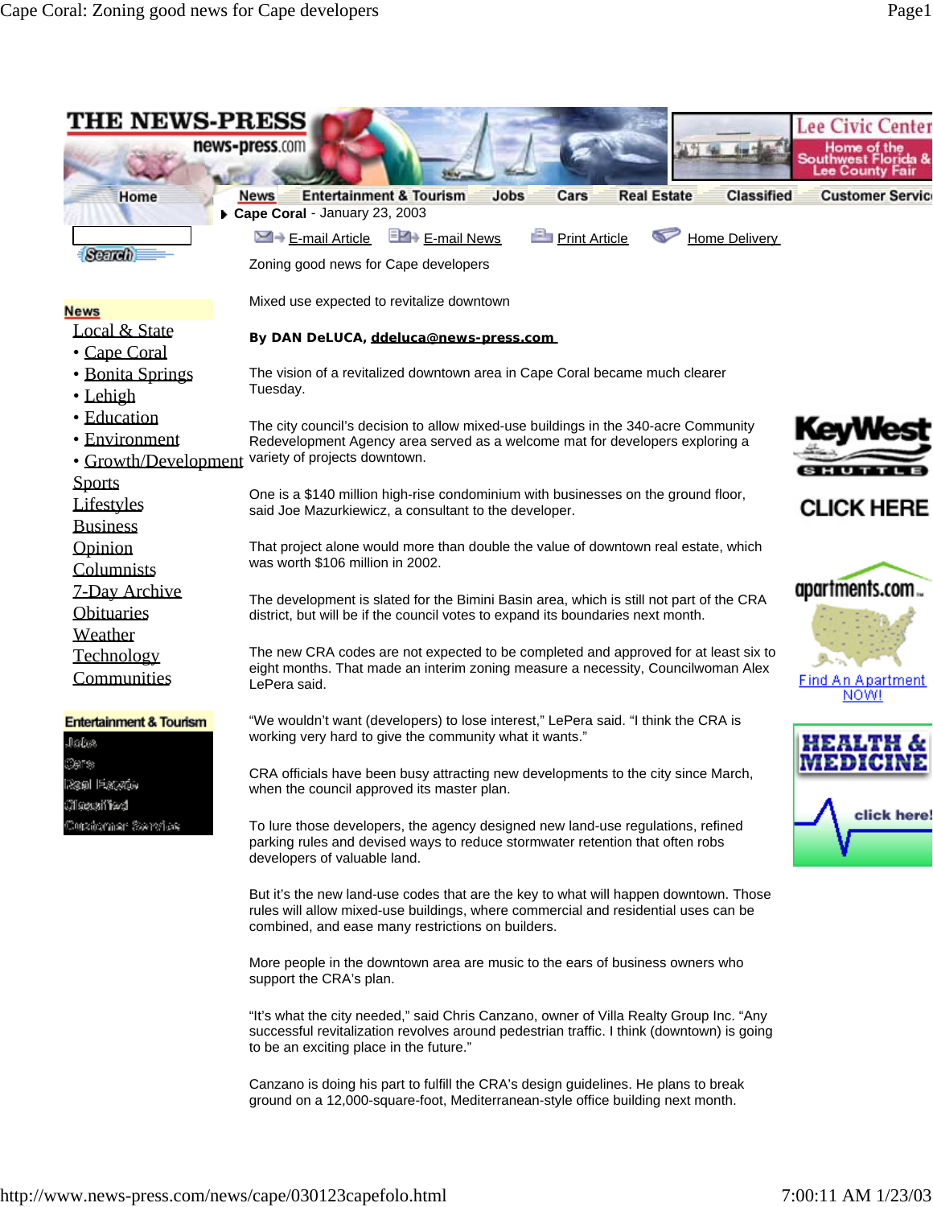Cape Coral - January 23, 2003

# Zoning good news for Cape developers

## Mixed use expected to revitalize downtown

**By DAN DeLUCA, ddeluca@news-press.com**

The vision of a revitalized downtown area in Cape Coral became much clearer Tuesday.

The city council's decision to allow mixed-use buildings in the 340-acre Community Redevelopment Agency area served as a welcome mat for developers exploring a variety of projects downtown.

One is a $140 million high-rise condominium with businesses on the ground floor, said Joe Mazurkiewicz, a consultant to the developer.

That project alone would more than double the value of downtown real estate, which was worth $106 million in 2002.

The development is slated for the Bimini Basin area, which is still not part of the CRA district, but will be if the council votes to expand its boundaries next month.

The new CRA codes are not expected to be completed and approved for at least six to eight months. That made an interim zoning measure a necessity, Councilwoman Alex LePera said.

"We wouldn't want (developers) to lose interest," LePera said. "I think the CRA is working very hard to give the community what it wants."

CRA officials have been busy attracting new developments to the city since March, when the council approved its master plan.

To lure those developers, the agency designed new land-use regulations, refined parking rules and devised ways to reduce stormwater retention that often robs developers of valuable land.

But it's the new land-use codes that are the key to what will happen downtown. Those rules will allow mixed-use buildings, where commercial and residential uses can be combined, and ease many restrictions on builders.

More people in the downtown area are music to the ears of business owners who support the CRA's plan.

"It's what the city needed," said Chris Canzano, owner of Villa Realty Group Inc. "Any successful revitalization revolves around pedestrian traffic. I think (downtown) is going to be an exciting place in the future."

Canzano is doing his part to fulfill the CRA's design guidelines. He plans to break ground on a 12,000-square-foot, Mediterranean-style office building next month.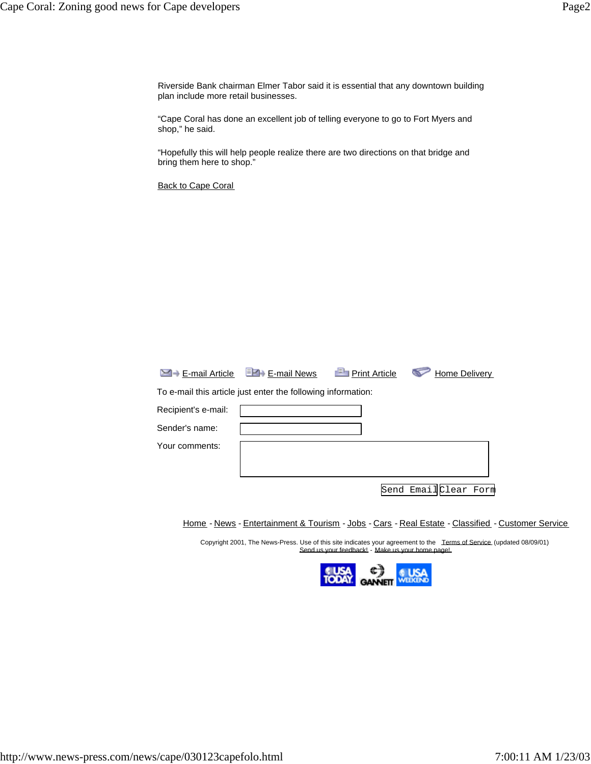Riverside Bank chairman Elmer Tabor said it is essential that any downtown building plan include more retail businesses.

“Cape Coral has done an excellent job of telling everyone to go to Fort Myers and shop,” he said.

“Hopefully this will help people realize there are two directions on that bridge and bring them here to shop.”

Back to Cape Coral

E-mail Article E-mail News Print Article Home Delivery

To e-mail this article just enter the following information:

Recipient's e-mail:

Sender's name:

Your comments:

Send Email Clear Form

Home - News - Entertainment & Tourism - Jobs - Cars - Real Estate - Classified - Customer Service

Copyright 2001, The News-Press. Use of this site indicates your agreement to the Terms of Service (updated 08/09/01)
Send us your feedback! - Make us your home page!